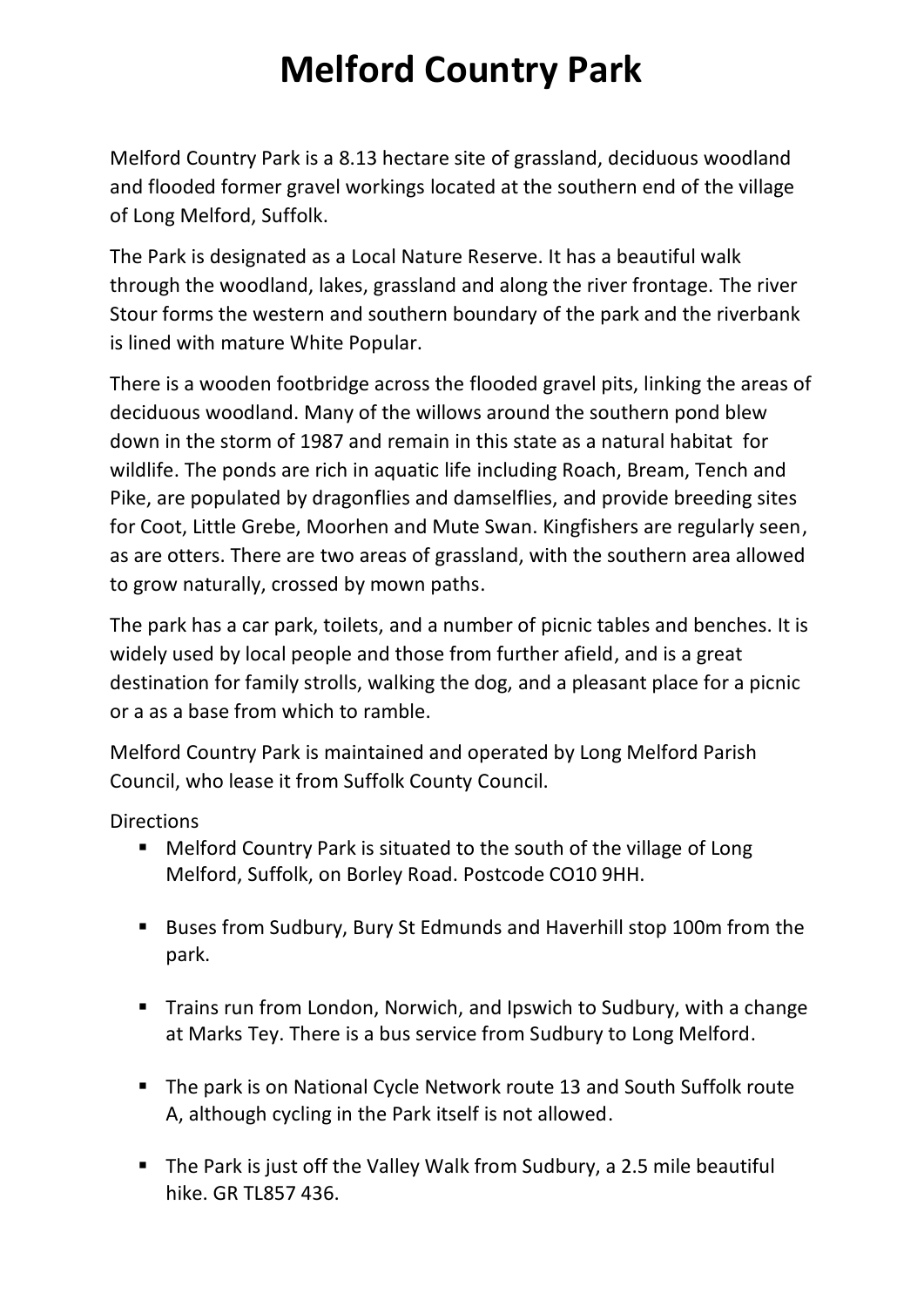# Melford Country Park

Melford Country Park is a 8.13 hectare site of grassland, deciduous woodland and flooded former gravel workings located at the southern end of the village of Long Melford, Suffolk.

The Park is designated as a Local Nature Reserve. It has a beautiful walk through the woodland, lakes, grassland and along the river frontage. The river Stour forms the western and southern boundary of the park and the riverbank is lined with mature White Popular.

There is a wooden footbridge across the flooded gravel pits, linking the areas of deciduous woodland. Many of the willows around the southern pond blew down in the storm of 1987 and remain in this state as a natural habitat for wildlife. The ponds are rich in aquatic life including Roach, Bream, Tench and Pike, are populated by dragonflies and damselflies, and provide breeding sites for Coot, Little Grebe, Moorhen and Mute Swan. Kingfishers are regularly seen, as are otters. There are two areas of grassland, with the southern area allowed to grow naturally, crossed by mown paths.

The park has a car park, toilets, and a number of picnic tables and benches. It is widely used by local people and those from further afield, and is a great destination for family strolls, walking the dog, and a pleasant place for a picnic or a as a base from which to ramble.

Melford Country Park is maintained and operated by Long Melford Parish Council, who lease it from Suffolk County Council.

Directions

- Melford Country Park is situated to the south of the village of Long Melford, Suffolk, on Borley Road. Postcode CO10 9HH.
- Buses from Sudbury, Bury St Edmunds and Haverhill stop 100m from the park.
- Trains run from London, Norwich, and Ipswich to Sudbury, with a change at Marks Tey. There is a bus service from Sudbury to Long Melford.
- The park is on National Cycle Network route 13 and South Suffolk route A, although cycling in the Park itself is not allowed.
- The Park is just off the Valley Walk from Sudbury, a 2.5 mile beautiful hike. GR TL857 436.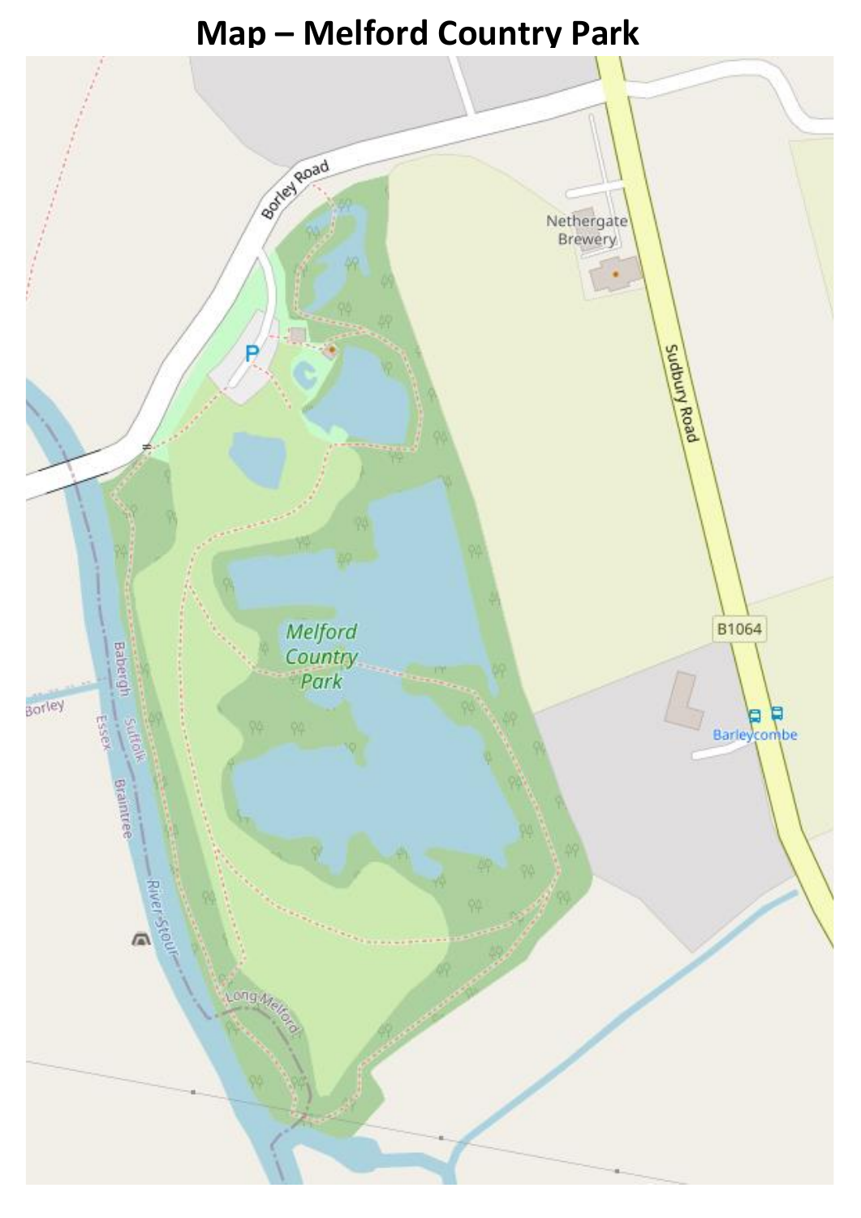# Map – Melford Country Park

Borley Road

Nethergate Brewery

Sudbury Road

B1064

Barleycombe

Melford Country Park

Borley

Babergh

Suffolk

Essex

Braintree

River Stour

Long Melford